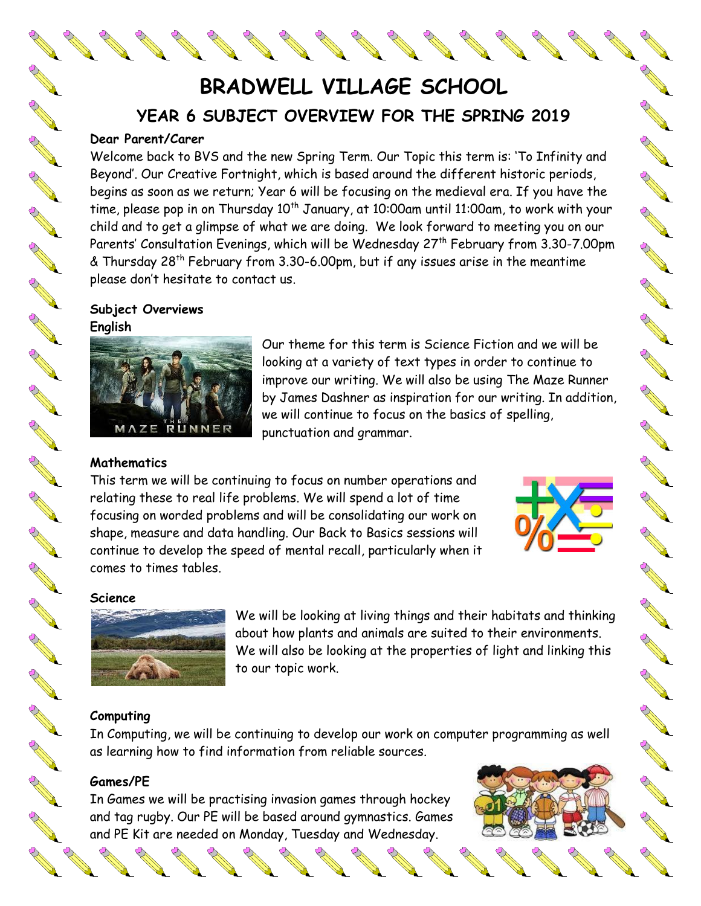# BRADWELL VILLAGE SCHOOL

## YEAR 6 SUBJECT OVERVIEW FOR THE SPRING 2019

**Dear Parent/Carer**

Welcome back to BVS and the new Spring Term. Our Topic this term is: 'To Infinity and Beyond'. Our Creative Fortnight, which is based around the different historic periods, begins as soon as we return; Year 6 will be focusing on the medieval era. If you have the time, please pop in on Thursday 10th January, at 10:00am until 11:00am, to work with your child and to get a glimpse of what we are doing. We look forward to meeting you on our Parents' Consultation Evenings, which will be Wednesday 27th February from 3.30-7.00pm & Thursday 28th February from 3.30-6.00pm, but if any issues arise in the meantime please don't hesitate to contact us.

**Subject Overviews**

**English**

Our theme for this term is Science Fiction and we will be looking at a variety of text types in order to continue to improve our writing. We will also be using The Maze Runner by James Dashner as inspiration for our writing. In addition, we will continue to focus on the basics of spelling, punctuation and grammar.

**Mathematics**

This term we will be continuing to focus on number operations and relating these to real life problems. We will spend a lot of time focusing on worded problems and will be consolidating our work on shape, measure and data handling. Our Back to Basics sessions will continue to develop the speed of mental recall, particularly when it comes to times tables.

**Science**

We will be looking at living things and their habitats and thinking about how plants and animals are suited to their environments. We will also be looking at the properties of light and linking this to our topic work.

**Computing**

In Computing, we will be continuing to develop our work on computer programming as well as learning how to find information from reliable sources.

**Games/PE**

In Games we will be practising invasion games through hockey and tag rugby. Our PE will be based around gymnastics. Games and PE Kit are needed on Monday, Tuesday and Wednesday.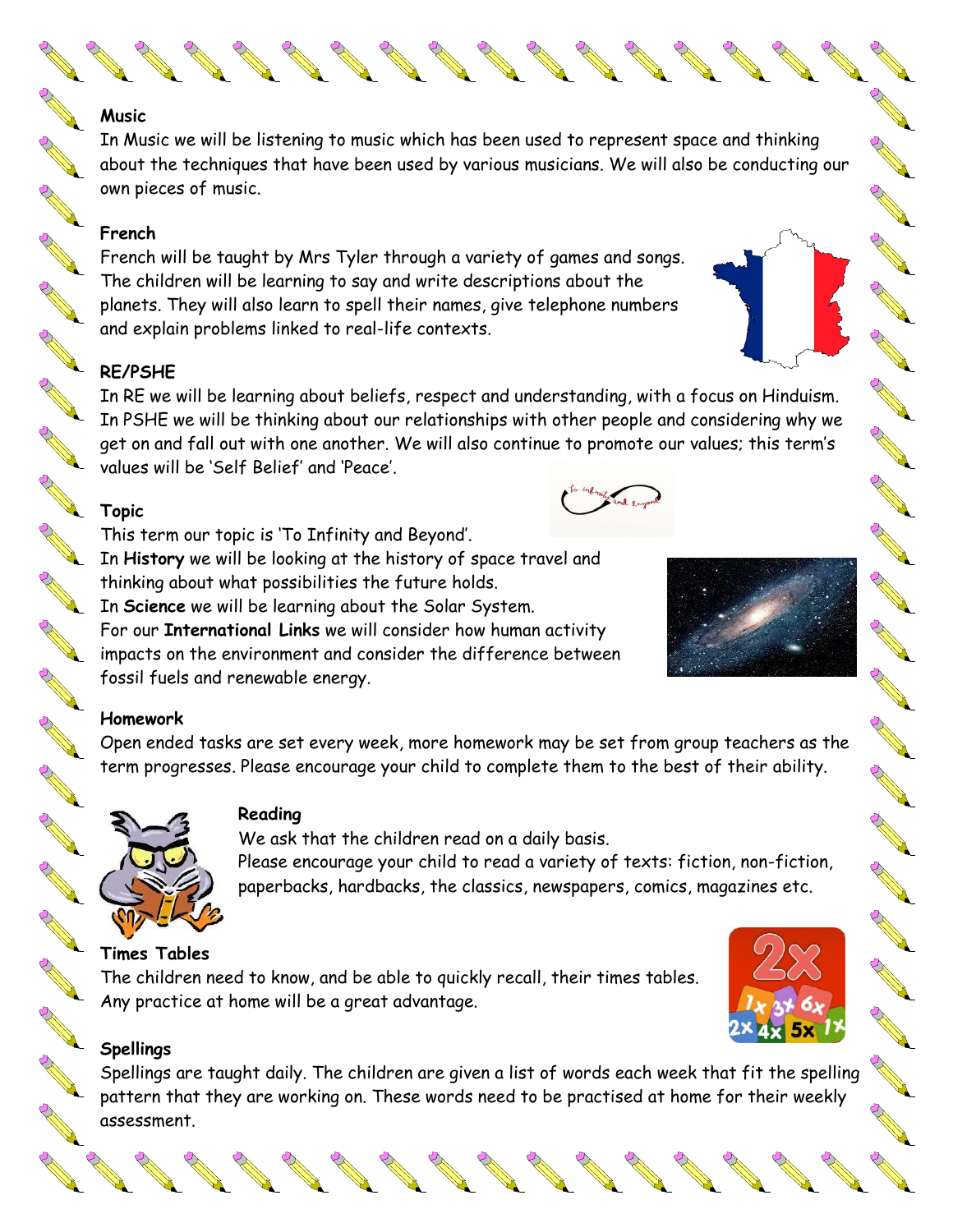**Music**

In Music we will be listening to music which has been used to represent space and thinking about the techniques that have been used by various musicians. We will also be conducting our own pieces of music.

**French**

French will be taught by Mrs Tyler through a variety of games and songs. The children will be learning to say and write descriptions about the planets. They will also learn to spell their names, give telephone numbers and explain problems linked to real-life contexts.

**RE/PSHE**

In RE we will be learning about beliefs, respect and understanding, with a focus on Hinduism. In PSHE we will be thinking about our relationships with other people and considering why we get on and fall out with one another. We will also continue to promote our values; this term's values will be 'Self Belief' and 'Peace'.

**Topic**

This term our topic is 'To Infinity and Beyond'.
In **History** we will be looking at the history of space travel and thinking about what possibilities the future holds.
In **Science** we will be learning about the Solar System.
For our **International Links** we will consider how human activity impacts on the environment and consider the difference between fossil fuels and renewable energy.

**Homework**

Open ended tasks are set every week, more homework may be set from group teachers as the term progresses. Please encourage your child to complete them to the best of their ability.

**Reading**

We ask that the children read on a daily basis.
Please encourage your child to read a variety of texts: fiction, non-fiction, paperbacks, hardbacks, the classics, newspapers, comics, magazines etc.

**Times Tables**

The children need to know, and be able to quickly recall, their times tables. Any practice at home will be a great advantage.

**Spellings**

Spellings are taught daily. The children are given a list of words each week that fit the spelling pattern that they are working on. These words need to be practised at home for their weekly assessment.